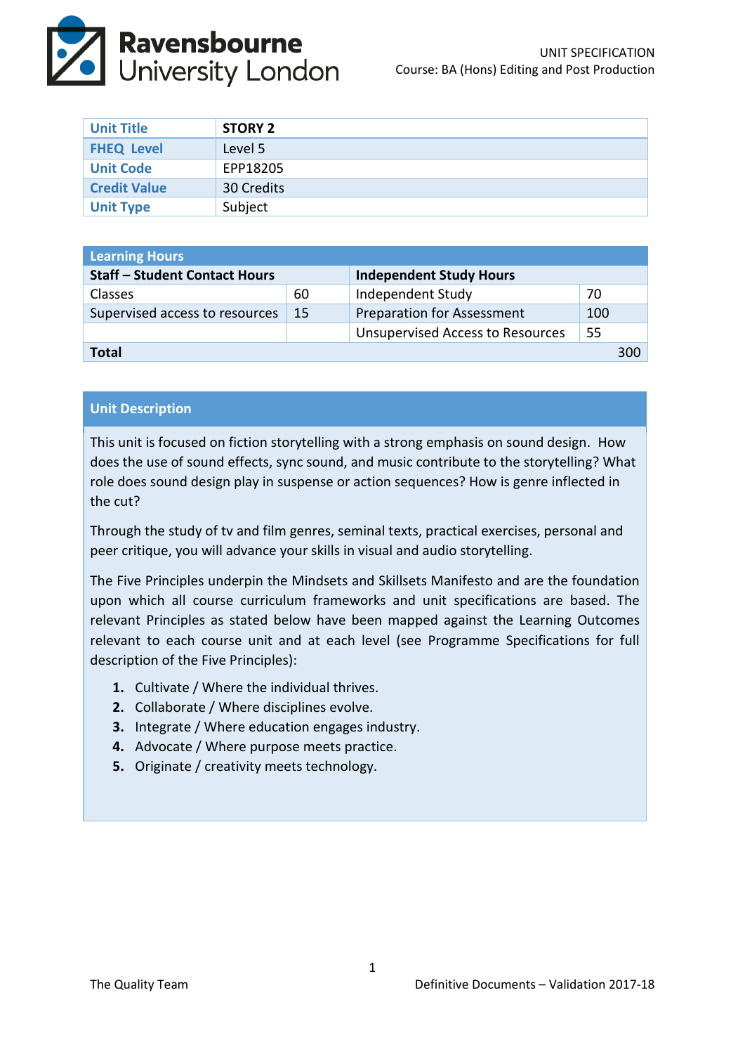UNIT SPECIFICATION
Course: BA (Hons) Editing and Post Production

| Unit Title | **STORY 2** |
|---|---|
| FHEQ Level | Level 5 |
| Unit Code | EPP18205 |
| Credit Value | 30 Credits |
| Unit Type | Subject |

| Learning Hours | | | |
|---|---|---|---|
| **Staff – Student Contact Hours** | | **Independent Study Hours** | |
| Classes | 60 | Independent Study | 70 |
| Supervised access to resources | 15 | Preparation for Assessment | 100 |
| | | Unsupervised Access to Resources | 55 |
| **Total** | | | 300 |

## Unit Description

This unit is focused on fiction storytelling with a strong emphasis on sound design. How does the use of sound effects, sync sound, and music contribute to the storytelling? What role does sound design play in suspense or action sequences? How is genre inflected in the cut?

Through the study of tv and film genres, seminal texts, practical exercises, personal and peer critique, you will advance your skills in visual and audio storytelling.

The Five Principles underpin the Mindsets and Skillsets Manifesto and are the foundation upon which all course curriculum frameworks and unit specifications are based. The relevant Principles as stated below have been mapped against the Learning Outcomes relevant to each course unit and at each level (see Programme Specifications for full description of the Five Principles):

1. Cultivate / Where the individual thrives.
2. Collaborate / Where disciplines evolve.
3. Integrate / Where education engages industry.
4. Advocate / Where purpose meets practice.
5. Originate / creativity meets technology.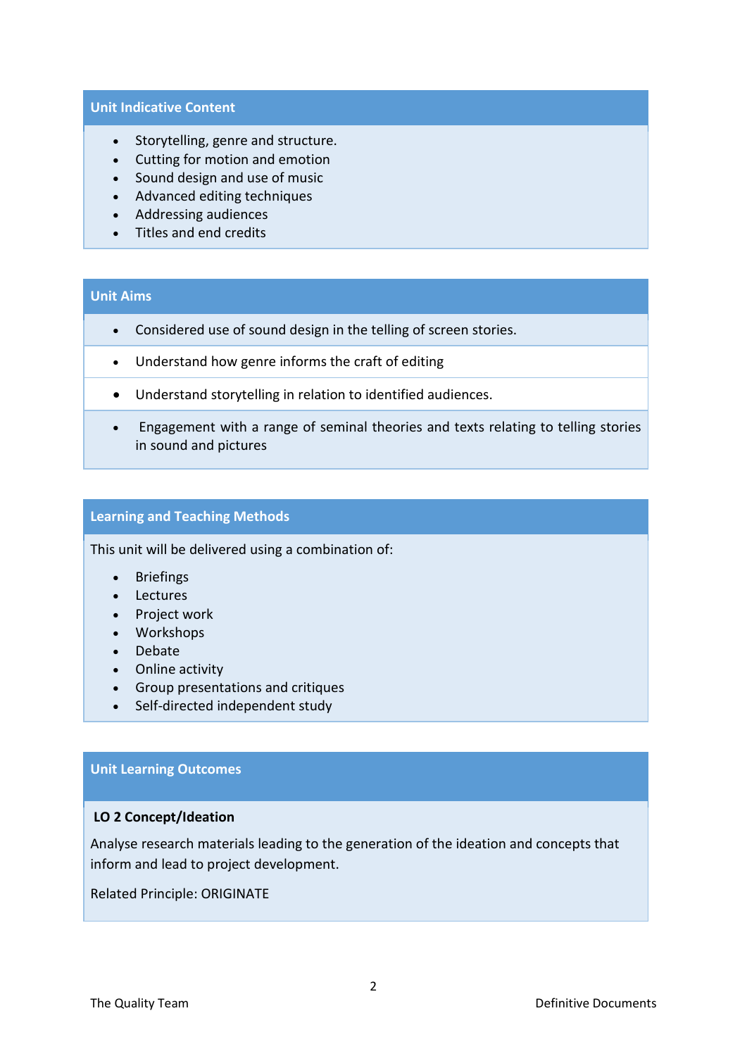## Unit Indicative Content

- Storytelling, genre and structure.
- Cutting for motion and emotion
- Sound design and use of music
- Advanced editing techniques
- Addressing audiences
- Titles and end credits

## Unit Aims

- Considered use of sound design in the telling of screen stories.
- Understand how genre informs the craft of editing
- Understand storytelling in relation to identified audiences.
- Engagement with a range of seminal theories and texts relating to telling stories in sound and pictures

## Learning and Teaching Methods

This unit will be delivered using a combination of:

- Briefings
- Lectures
- Project work
- Workshops
- Debate
- Online activity
- Group presentations and critiques
- Self-directed independent study

## Unit Learning Outcomes

**LO 2 Concept/Ideation**

Analyse research materials leading to the generation of the ideation and concepts that inform and lead to project development.

Related Principle: ORIGINATE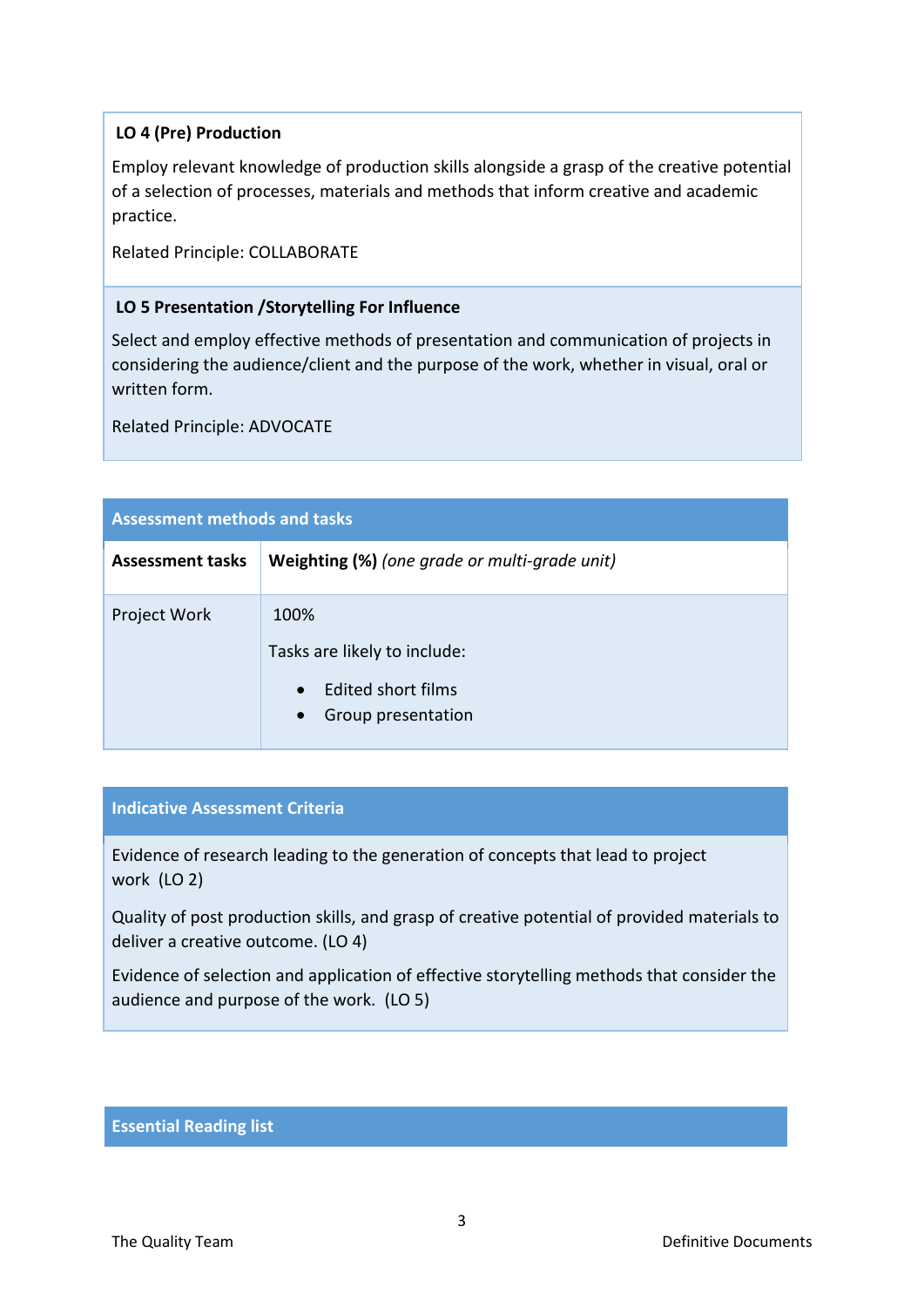**LO 4 (Pre) Production**

Employ relevant knowledge of production skills alongside a grasp of the creative potential of a selection of processes, materials and methods that inform creative and academic practice.

Related Principle: COLLABORATE

**LO 5 Presentation /Storytelling For Influence**

Select and employ effective methods of presentation and communication of projects in considering the audience/client and the purpose of the work, whether in visual, oral or written form.

Related Principle: ADVOCATE

## Assessment methods and tasks

| Assessment tasks | Weighting (%) *(one grade or multi-grade unit)* |
|---|---|
| Project Work | 100%<br><br>Tasks are likely to include:<br>• Edited short films<br>• Group presentation |

## Indicative Assessment Criteria

Evidence of research leading to the generation of concepts that lead to project work (LO 2)

Quality of post production skills, and grasp of creative potential of provided materials to deliver a creative outcome. (LO 4)

Evidence of selection and application of effective storytelling methods that consider the audience and purpose of the work. (LO 5)

## Essential Reading list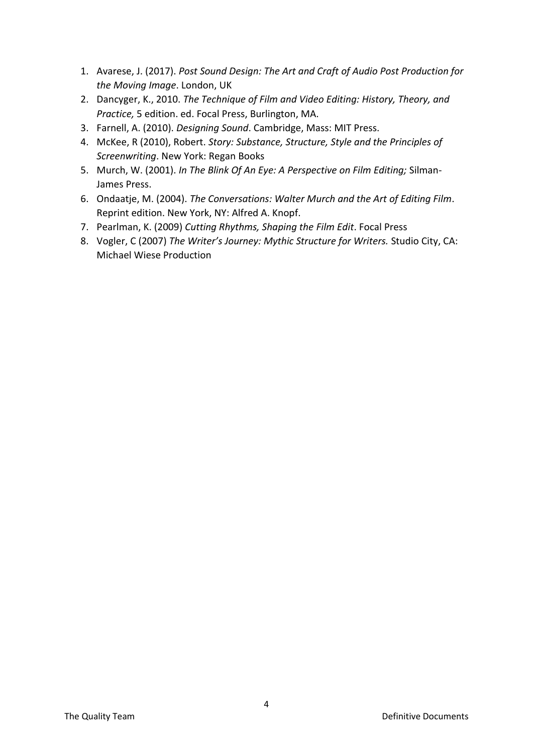1. Avarese, J. (2017). *Post Sound Design: The Art and Craft of Audio Post Production for the Moving Image*. London, UK
2. Dancyger, K., 2010. *The Technique of Film and Video Editing: History, Theory, and Practice,* 5 edition. ed. Focal Press, Burlington, MA.
3. Farnell, A. (2010). *Designing Sound*. Cambridge, Mass: MIT Press.
4. McKee, R (2010), Robert. *Story: Substance, Structure, Style and the Principles of Screenwriting*. New York: Regan Books
5. Murch, W. (2001). *In The Blink Of An Eye: A Perspective on Film Editing;* Silman-James Press.
6. Ondaatje, M. (2004). *The Conversations: Walter Murch and the Art of Editing Film*. Reprint edition. New York, NY: Alfred A. Knopf.
7. Pearlman, K. (2009) *Cutting Rhythms, Shaping the Film Edit*. Focal Press
8. Vogler, C (2007) *The Writer's Journey: Mythic Structure for Writers.* Studio City, CA: Michael Wiese Production